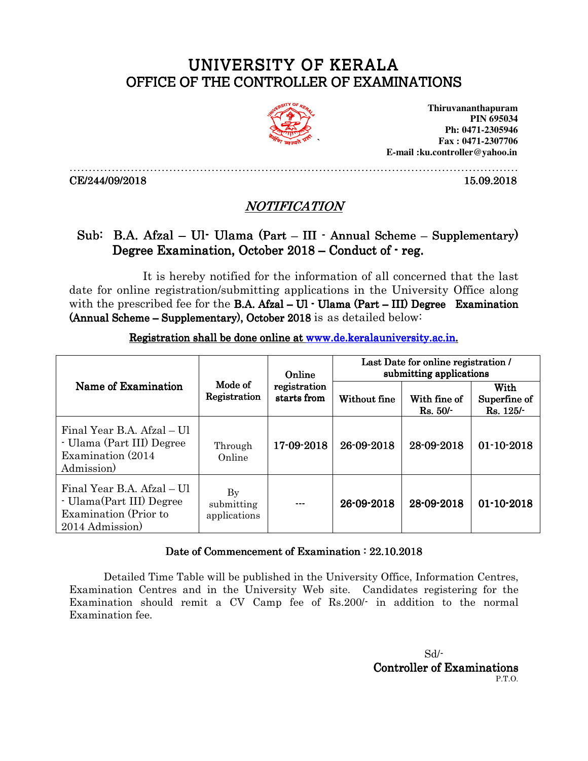# UNIVERSITY OF KERALA
## OFFICE OF THE CONTROLLER OF EXAMINATIONS

**Thiruvananthapuram**
**PIN 695034**
**Ph: 0471-2305946**
**Fax : 0471-2307706**
**E-mail :ku.controller@yahoo.in**

CE/244/09/2018 15.09.2018

## *NOTIFICATION*

**Sub: B.A. Afzal – Ul- Ulama (Part – III - Annual Scheme – Supplementary) Degree Examination, October 2018 – Conduct of - reg.**

It is hereby notified for the information of all concerned that the last date for online registration/submitting applications in the University Office along with the prescribed fee for the **B.A. Afzal – Ul - Ulama (Part – III) Degree Examination (Annual Scheme – Supplementary), October 2018** is as detailed below:

**Registration shall be done online at [www.de.keralauniversity.ac.in.](http://www.de.keralauniversity.ac.in)**

| Name of Examination | Mode of Registration | Online registration starts from | Last Date for online registration / submitting applications | | |
|---|---|---|---|---|---|
| | | | Without fine | With fine of Rs. 50/- | With Superfine of Rs. 125/- |
| Final Year B.A. Afzal – Ul - Ulama (Part III) Degree Examination (2014 Admission) | Through Online | 17-09-2018 | 26-09-2018 | 28-09-2018 | 01-10-2018 |
| Final Year B.A. Afzal – Ul - Ulama(Part III) Degree Examination (Prior to 2014 Admission) | By submitting applications | --- | 26-09-2018 | 28-09-2018 | 01-10-2018 |

**Date of Commencement of Examination : 22.10.2018**

Detailed Time Table will be published in the University Office, Information Centres, Examination Centres and in the University Web site. Candidates registering for the Examination should remit a CV Camp fee of Rs.200/- in addition to the normal Examination fee.

Sd/-
**Controller of Examinations**
P.T.O.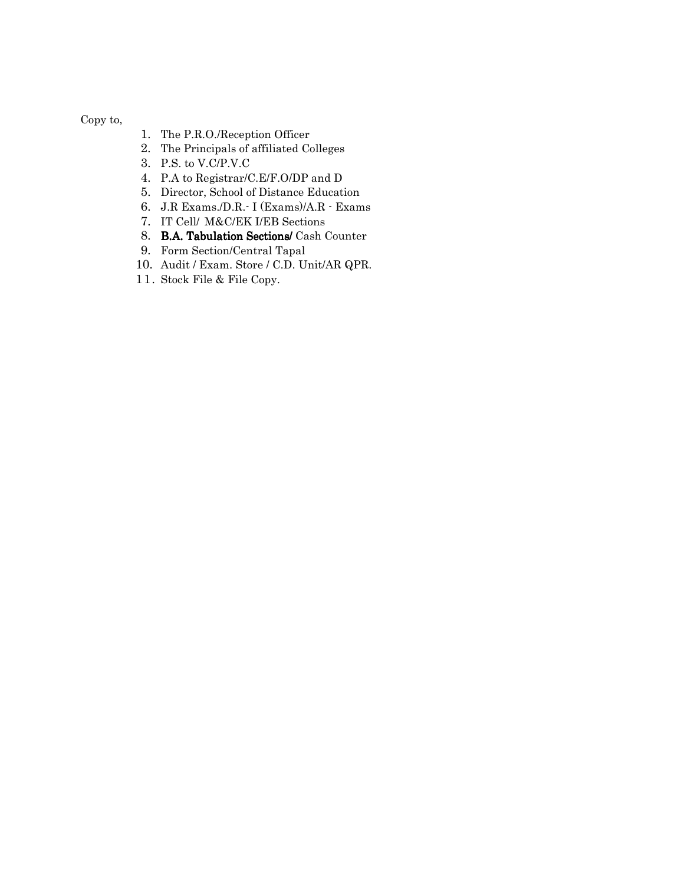Copy to,

1. The P.R.O./Reception Officer
2. The Principals of affiliated Colleges
3. P.S. to V.C/P.V.C
4. P.A to Registrar/C.E/F.O/DP and D
5. Director, School of Distance Education
6. J.R Exams./D.R.- I (Exams)/A.R - Exams
7. IT Cell/ M&C/EK I/EB Sections
8. **B.A. Tabulation Sections/** Cash Counter
9. Form Section/Central Tapal
10. Audit / Exam. Store / C.D. Unit/AR QPR.
11. Stock File & File Copy.